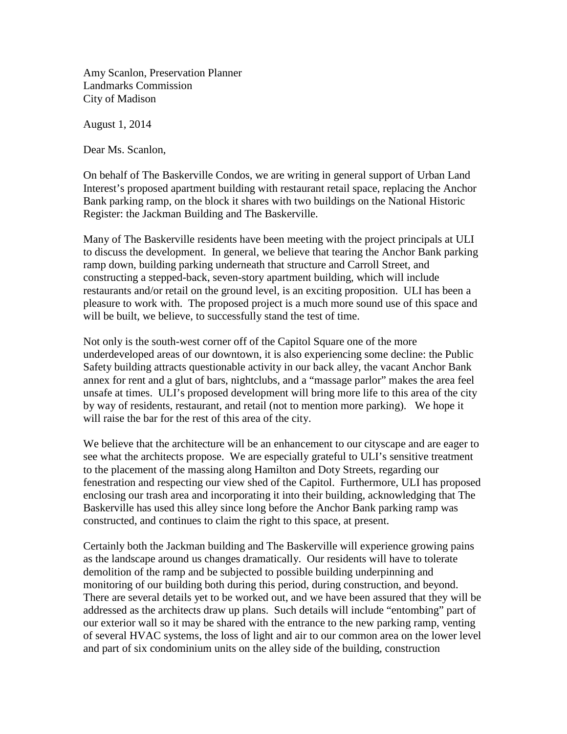Amy Scanlon, Preservation Planner
Landmarks Commission
City of Madison

August 1, 2014

Dear Ms. Scanlon,

On behalf of The Baskerville Condos, we are writing in general support of Urban Land Interest's proposed apartment building with restaurant retail space, replacing the Anchor Bank parking ramp, on the block it shares with two buildings on the National Historic Register: the Jackman Building and The Baskerville.

Many of The Baskerville residents have been meeting with the project principals at ULI to discuss the development. In general, we believe that tearing the Anchor Bank parking ramp down, building parking underneath that structure and Carroll Street, and constructing a stepped-back, seven-story apartment building, which will include restaurants and/or retail on the ground level, is an exciting proposition. ULI has been a pleasure to work with. The proposed project is a much more sound use of this space and will be built, we believe, to successfully stand the test of time.

Not only is the south-west corner off of the Capitol Square one of the more underdeveloped areas of our downtown, it is also experiencing some decline: the Public Safety building attracts questionable activity in our back alley, the vacant Anchor Bank annex for rent and a glut of bars, nightclubs, and a "massage parlor" makes the area feel unsafe at times. ULI's proposed development will bring more life to this area of the city by way of residents, restaurant, and retail (not to mention more parking). We hope it will raise the bar for the rest of this area of the city.

We believe that the architecture will be an enhancement to our cityscape and are eager to see what the architects propose. We are especially grateful to ULI's sensitive treatment to the placement of the massing along Hamilton and Doty Streets, regarding our fenestration and respecting our view shed of the Capitol. Furthermore, ULI has proposed enclosing our trash area and incorporating it into their building, acknowledging that The Baskerville has used this alley since long before the Anchor Bank parking ramp was constructed, and continues to claim the right to this space, at present.

Certainly both the Jackman building and The Baskerville will experience growing pains as the landscape around us changes dramatically. Our residents will have to tolerate demolition of the ramp and be subjected to possible building underpinning and monitoring of our building both during this period, during construction, and beyond. There are several details yet to be worked out, and we have been assured that they will be addressed as the architects draw up plans. Such details will include "entombing" part of our exterior wall so it may be shared with the entrance to the new parking ramp, venting of several HVAC systems, the loss of light and air to our common area on the lower level and part of six condominium units on the alley side of the building, construction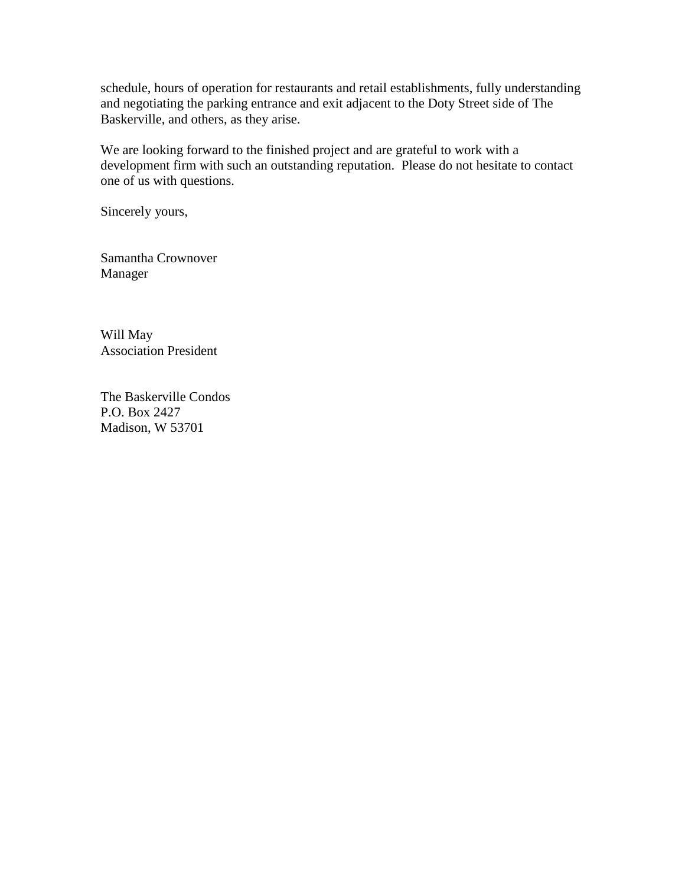schedule, hours of operation for restaurants and retail establishments, fully understanding and negotiating the parking entrance and exit adjacent to the Doty Street side of The Baskerville, and others, as they arise.

We are looking forward to the finished project and are grateful to work with a development firm with such an outstanding reputation. Please do not hesitate to contact one of us with questions.

Sincerely yours,

Samantha Crownover  
Manager

Will May  
Association President

The Baskerville Condos  
P.O. Box 2427  
Madison, W 53701